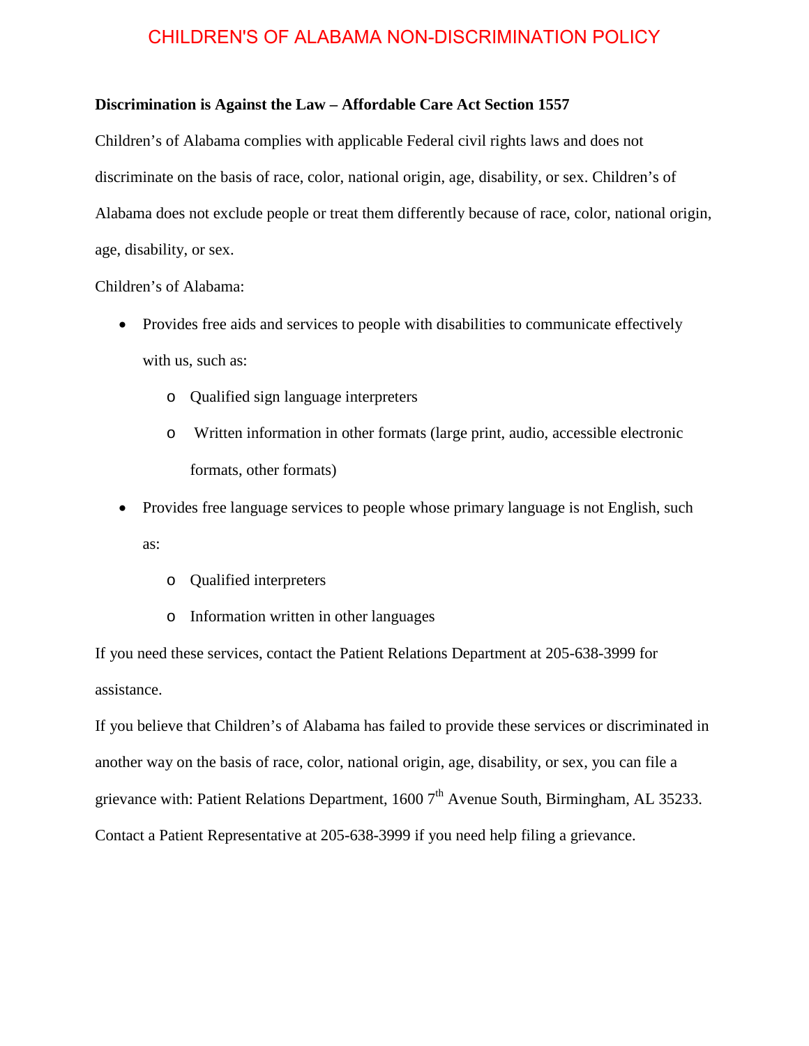# CHILDREN'S OF ALABAMA NON-DISCRIMINATION POLICY

**Discrimination is Against the Law – Affordable Care Act Section 1557**

Children's of Alabama complies with applicable Federal civil rights laws and does not discriminate on the basis of race, color, national origin, age, disability, or sex. Children's of Alabama does not exclude people or treat them differently because of race, color, national origin, age, disability, or sex.

Children's of Alabama:

- Provides free aids and services to people with disabilities to communicate effectively with us, such as:
  - Qualified sign language interpreters
  - Written information in other formats (large print, audio, accessible electronic formats, other formats)
- Provides free language services to people whose primary language is not English, such as:
  - Qualified interpreters
  - Information written in other languages

If you need these services, contact the Patient Relations Department at 205-638-3999 for assistance.

If you believe that Children's of Alabama has failed to provide these services or discriminated in another way on the basis of race, color, national origin, age, disability, or sex, you can file a grievance with: Patient Relations Department, 1600 7th Avenue South, Birmingham, AL 35233. Contact a Patient Representative at 205-638-3999 if you need help filing a grievance.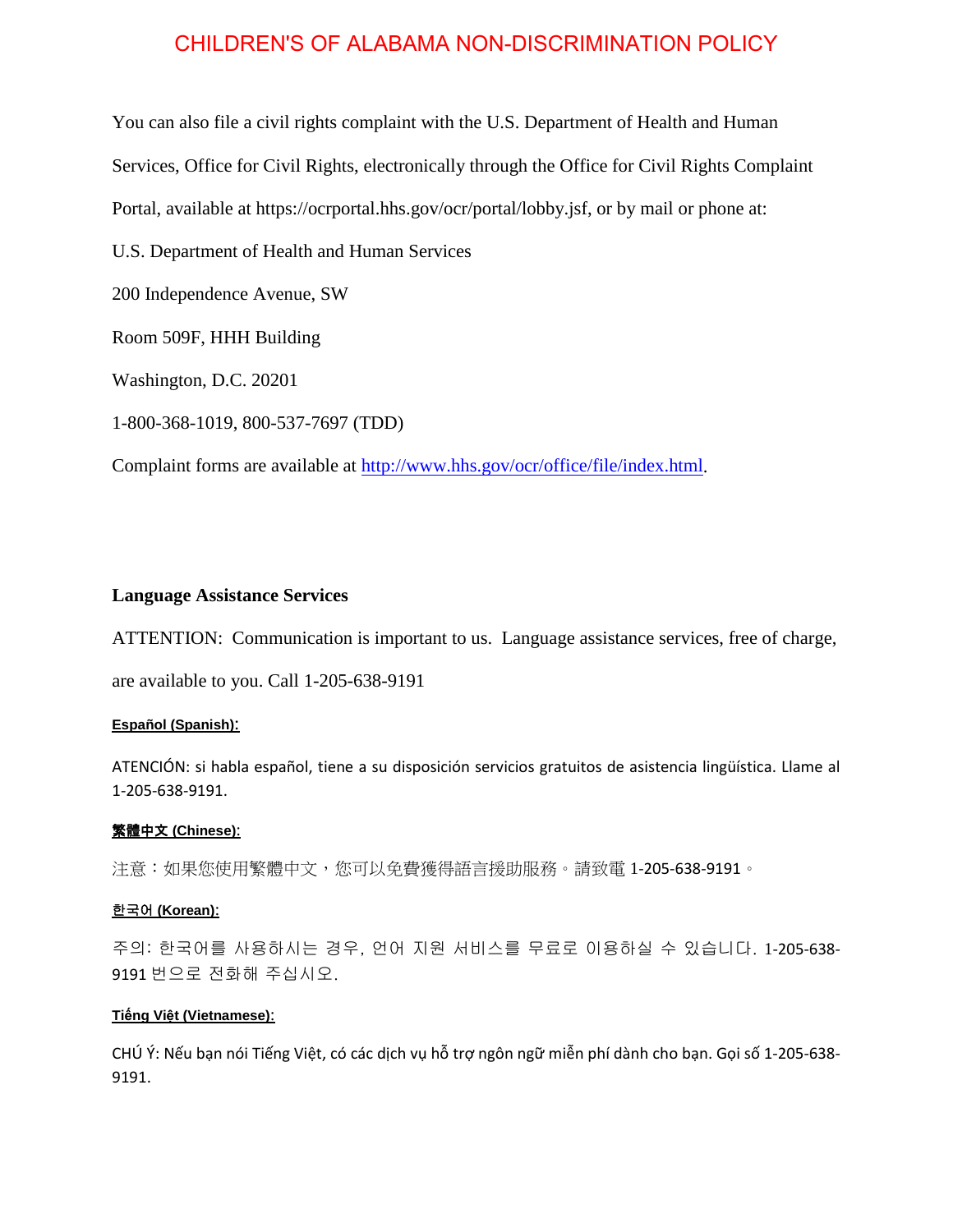You can also file a civil rights complaint with the U.S. Department of Health and Human Services, Office for Civil Rights, electronically through the Office for Civil Rights Complaint Portal, available at https://ocrportal.hhs.gov/ocr/portal/lobby.jsf, or by mail or phone at:

U.S. Department of Health and Human Services

200 Independence Avenue, SW

Room 509F, HHH Building

Washington, D.C. 20201

1-800-368-1019, 800-537-7697 (TDD)

Complaint forms are available at [http://www.hhs.gov/ocr/office/file/index.html](http://www.hhs.gov/ocr/office/file/index.html).

## Language Assistance Services

ATTENTION: Communication is important to us. Language assistance services, free of charge, are available to you. Call 1-205-638-9191

**Español (Spanish):**

ATENCIÓN: si habla español, tiene a su disposición servicios gratuitos de asistencia lingüística. Llame al 1-205-638-9191.

**繁體中文 (Chinese):**

注意：如果您使用繁體中文，您可以免費獲得語言援助服務。請致電 1-205-638-9191。

**한국어 (Korean):**

주의: 한국어를 사용하시는 경우, 언어 지원 서비스를 무료로 이용하실 수 있습니다. 1-205-638-9191 번으로 전화해 주십시오.

**Tiếng Việt (Vietnamese):**

CHÚ Ý: Nếu bạn nói Tiếng Việt, có các dịch vụ hỗ trợ ngôn ngữ miễn phí dành cho bạn. Gọi số 1-205-638-9191.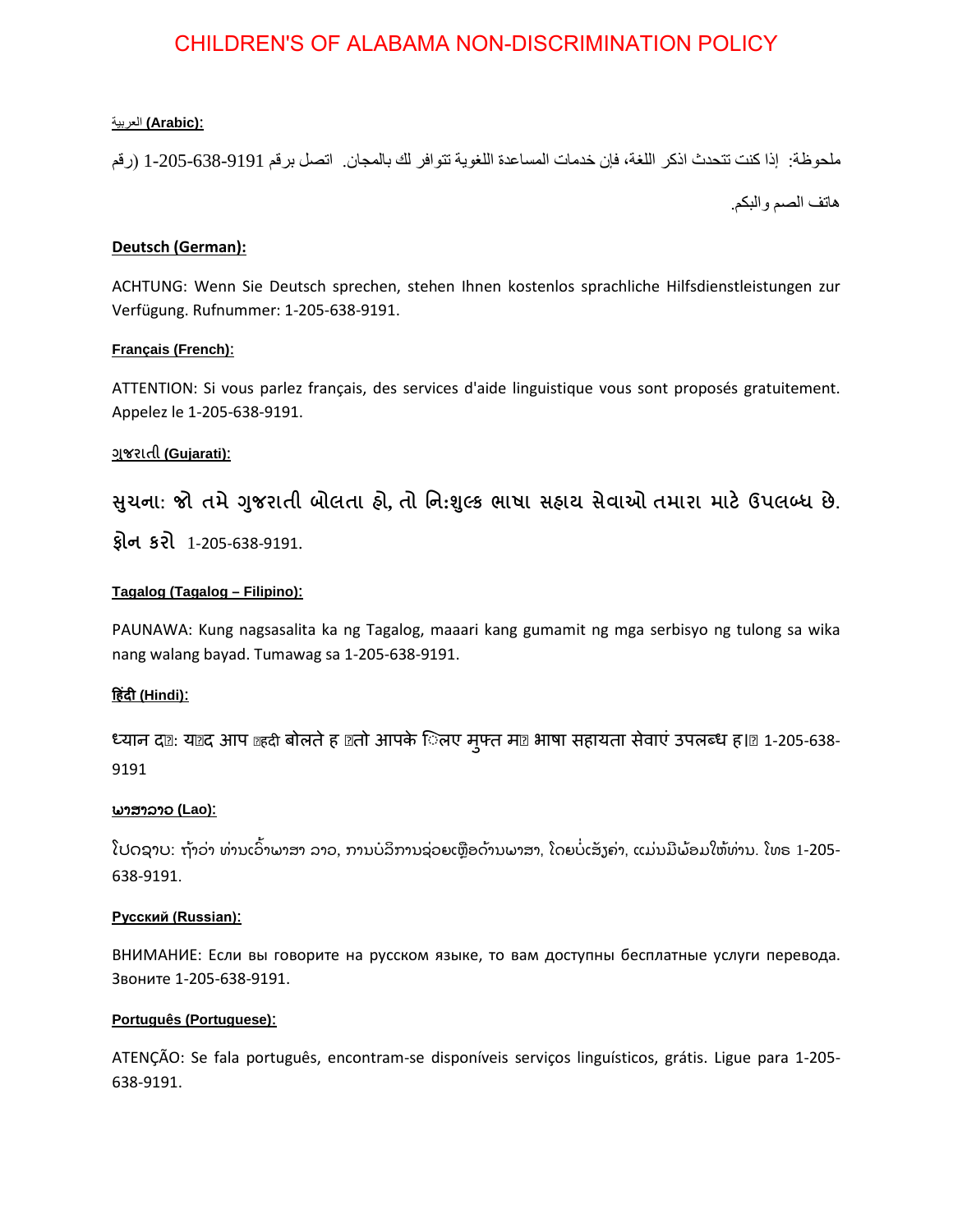# CHILDREN'S OF ALABAMA NON-DISCRIMINATION POLICY

**العربية (Arabic):**

ملحوظة: إذا كنت تتحدث اذكر اللغة، فإن خدمات المساعدة اللغوية تتوافر لك بالمجان. اتصل برقم 1-205-638-9191 (رقم هاتف الصم والبكم.

**Deutsch (German):**

ACHTUNG: Wenn Sie Deutsch sprechen, stehen Ihnen kostenlos sprachliche Hilfsdienstleistungen zur Verfügung. Rufnummer: 1-205-638-9191.

**Français (French):**

ATTENTION: Si vous parlez français, des services d'aide linguistique vous sont proposés gratuitement. Appelez le 1-205-638-9191.

**ગુજરાતી (Gujarati):**

સુચના: જો તમે ગુજરાતી બોલતા હો, તો નિ:શુલ્ક ભાષા સહાય સેવાઓ તમારા માટે ઉપલબ્ધ છે. ફોન કરો 1-205-638-9191.

**Tagalog (Tagalog – Filipino):**

PAUNAWA: Kung nagsasalita ka ng Tagalog, maaari kang gumamit ng mga serbisyo ng tulong sa wika nang walang bayad. Tumawag sa 1-205-638-9191.

**हिंदी (Hindi):**

ध्यान दें: यदि आप हिंदी बोलते हैं तो आपके लिए मुफ्त में भाषा सहायता सेवाएं उपलब्ध हैं। 1-205-638-9191

**ພາສາລາວ (Lao):**

ໂປດຊາບ: ຖ້າວ່າ ທ່ານເວົ້າພາສາ ລາວ, ການບໍລິການຊ່ວຍເຫຼືອດ້ານພາສາ, ໂດຍບໍ່ເສັຽຄ່າ, ແມ່ນມີພ້ອມໃຫ້ທ່ານ. ໂທຣ 1-205-638-9191.

**Русский (Russian):**

ВНИМАНИЕ: Если вы говорите на русском языке, то вам доступны бесплатные услуги перевода. Звоните 1-205-638-9191.

**Português (Portuguese):**

ATENÇÃO: Se fala português, encontram-se disponíveis serviços linguísticos, grátis. Ligue para 1-205-638-9191.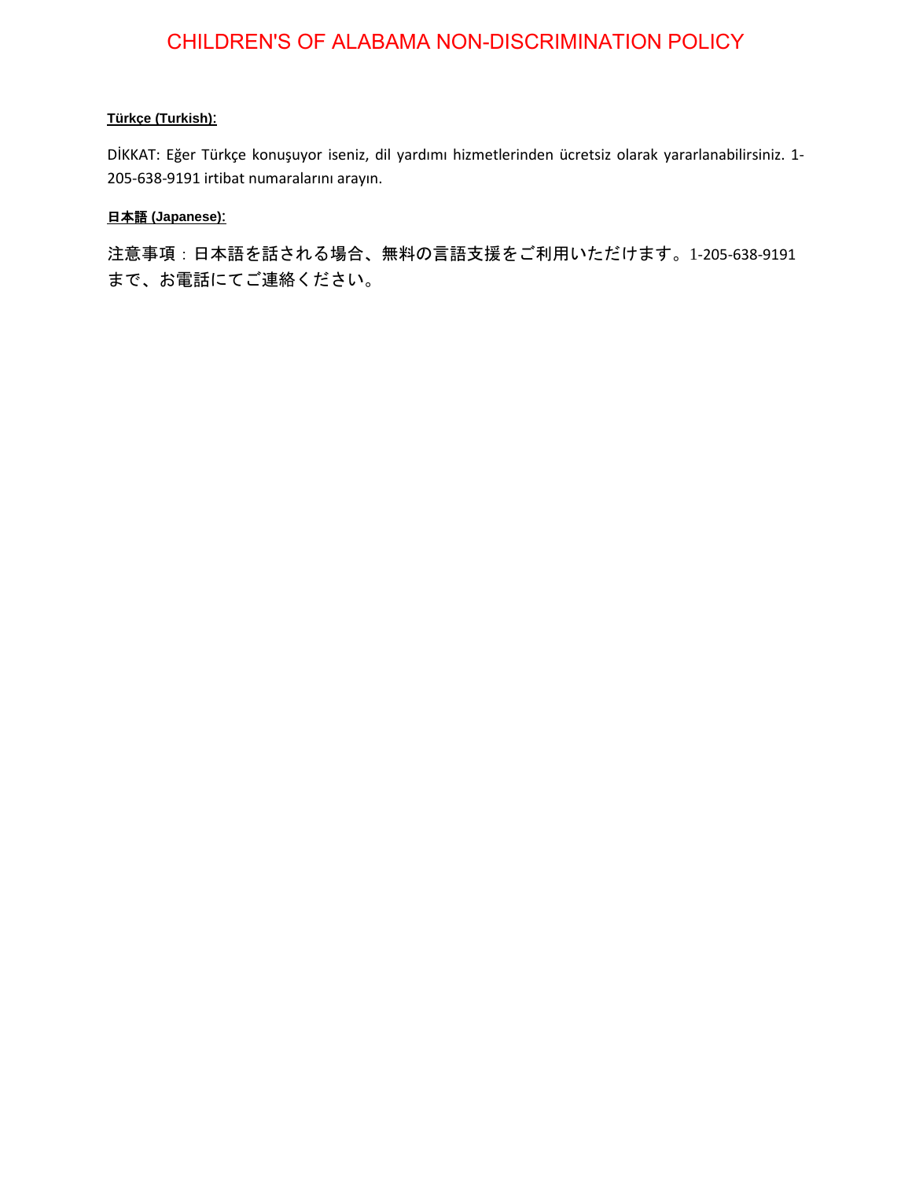**Türkçe (Turkish):**

DİKKAT: Eğer Türkçe konuşuyor iseniz, dil yardımı hizmetlerinden ücretsiz olarak yararlanabilirsiniz. 1-205-638-9191 irtibat numaralarını arayın.

**日本語 (Japanese):**

注意事項：日本語を話される場合、無料の言語支援をご利用いただけます。1-205-638-9191まで、お電話にてご連絡ください。